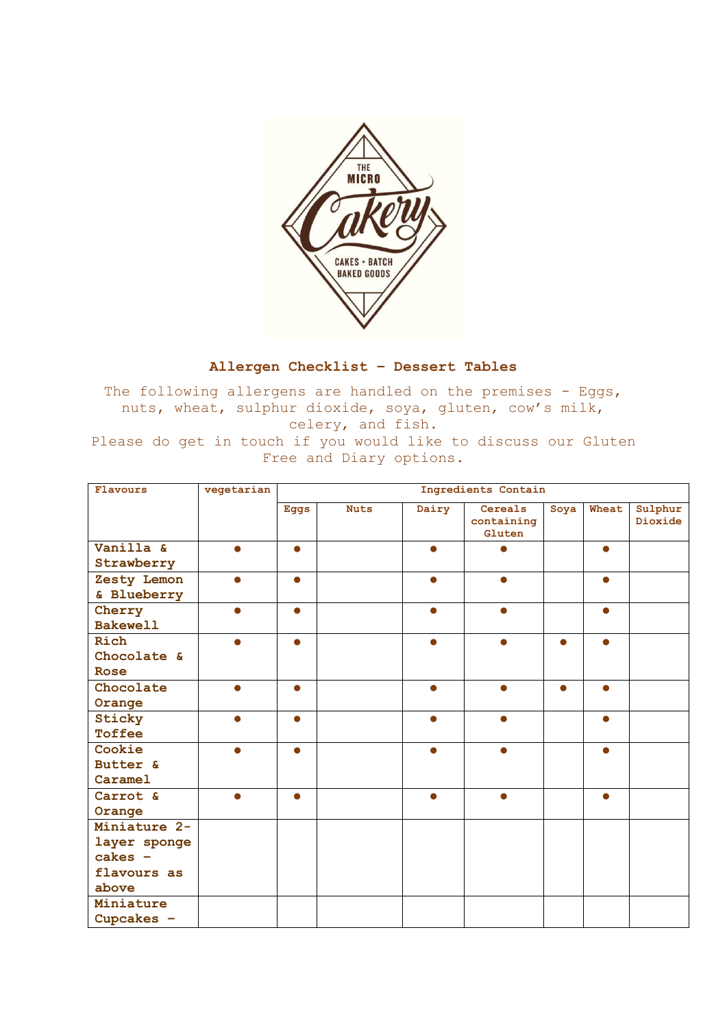## Allergen Checklist – Dessert Tables

The following allergens are handled on the premises – Eggs, nuts, wheat, sulphur dioxide, soya, gluten, cow's milk, celery, and fish.
Please do get in touch if you would like to discuss our Gluten Free and Diary options.

| Flavours | vegetarian | Ingredients Contain | | | | | | |
|---|---|---|---|---|---|---|---|---|
| | | Eggs | Nuts | Dairy | Cereals containing Gluten | Soya | Wheat | Sulphur Dioxide |
| Vanilla & Strawberry | ● | ● | | ● | ● | | ● | |
| Zesty Lemon & Blueberry | ● | ● | | ● | ● | | ● | |
| Cherry Bakewell | ● | ● | | ● | ● | | ● | |
| Rich Chocolate & Rose | ● | ● | | ● | ● | ● | ● | |
| Chocolate Orange | ● | ● | | ● | ● | ● | ● | |
| Sticky Toffee | ● | ● | | ● | ● | | ● | |
| Cookie Butter & Caramel | ● | ● | | ● | ● | | ● | |
| Carrot & Orange | ● | ● | | ● | ● | | ● | |
| Miniature 2-layer sponge cakes – flavours as above | | | | | | | | |
| Miniature Cupcakes – | | | | | | | | |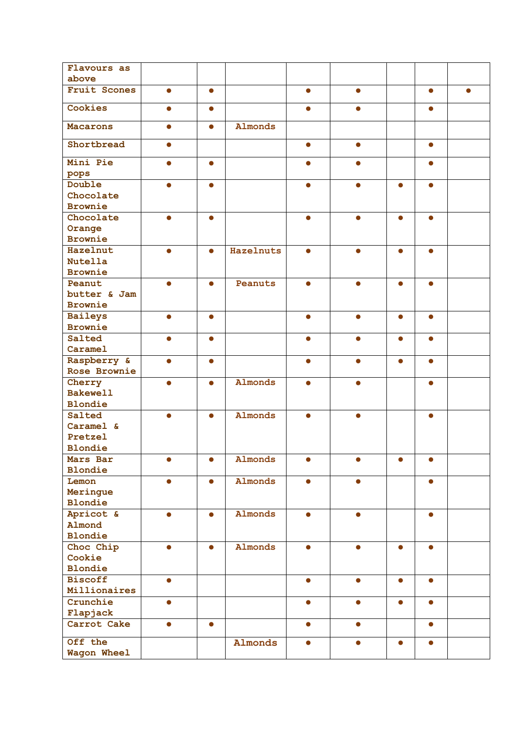| Flavours as above | | | | | | | | |
|---|---|---|---|---|---|---|---|---|
| Fruit Scones | ● | ● | | ● | ● | | ● | ● |
| Cookies | ● | ● | | ● | ● | | ● | |
| Macarons | ● | ● | Almonds | | | | | |
| Shortbread | ● | | | ● | ● | | ● | |
| Mini Pie pops | ● | ● | | ● | ● | | ● | |
| Double Chocolate Brownie | ● | ● | | ● | ● | ● | ● | |
| Chocolate Orange Brownie | ● | ● | | ● | ● | ● | ● | |
| Hazelnut Nutella Brownie | ● | ● | Hazelnuts | ● | ● | ● | ● | |
| Peanut butter & Jam Brownie | ● | ● | Peanuts | ● | ● | ● | ● | |
| Baileys Brownie | ● | ● | | ● | ● | ● | ● | |
| Salted Caramel | ● | ● | | ● | ● | ● | ● | |
| Raspberry & Rose Brownie | ● | ● | | ● | ● | ● | ● | |
| Cherry Bakewell Blondie | ● | ● | Almonds | ● | ● | | ● | |
| Salted Caramel & Pretzel Blondie | ● | ● | Almonds | ● | ● | | ● | |
| Mars Bar Blondie | ● | ● | Almonds | ● | ● | ● | ● | |
| Lemon Meringue Blondie | ● | ● | Almonds | ● | ● | | ● | |
| Apricot & Almond Blondie | ● | ● | Almonds | ● | ● | | ● | |
| Choc Chip Cookie Blondie | ● | ● | Almonds | ● | ● | ● | ● | |
| Biscoff Millionaires | ● | | | ● | ● | ● | ● | |
| Crunchie Flapjack | ● | | | ● | ● | ● | ● | |
| Carrot Cake | ● | ● | | ● | ● | | ● | |
| Off the Wagon Wheel | | | Almonds | ● | ● | ● | ● | |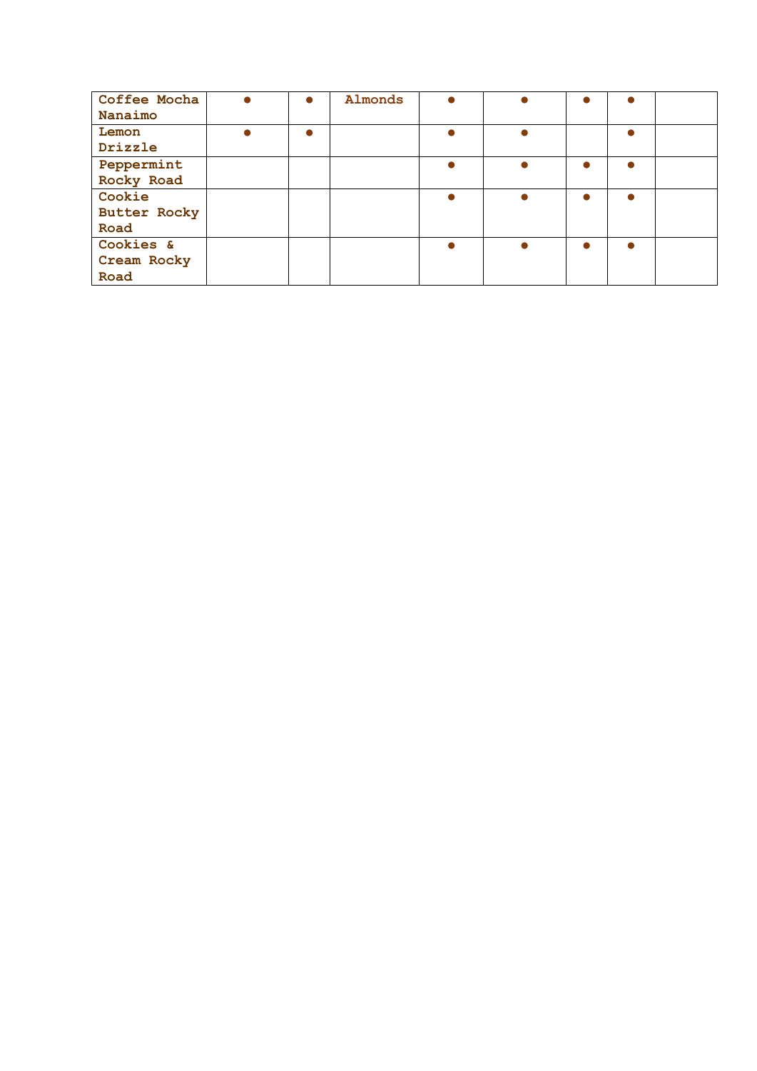| | | | | | | | | |
|---|---|---|---|---|---|---|---|---|
| **Coffee Mocha Nanaimo** | ● | ● | **Almonds** | ● | ● | ● | ● | |
| **Lemon Drizzle** | ● | ● | | ● | ● | | ● | |
| **Peppermint Rocky Road** | | | | ● | ● | ● | ● | |
| **Cookie Butter Rocky Road** | | | | ● | ● | ● | ● | |
| **Cookies & Cream Rocky Road** | | | | ● | ● | ● | ● | |